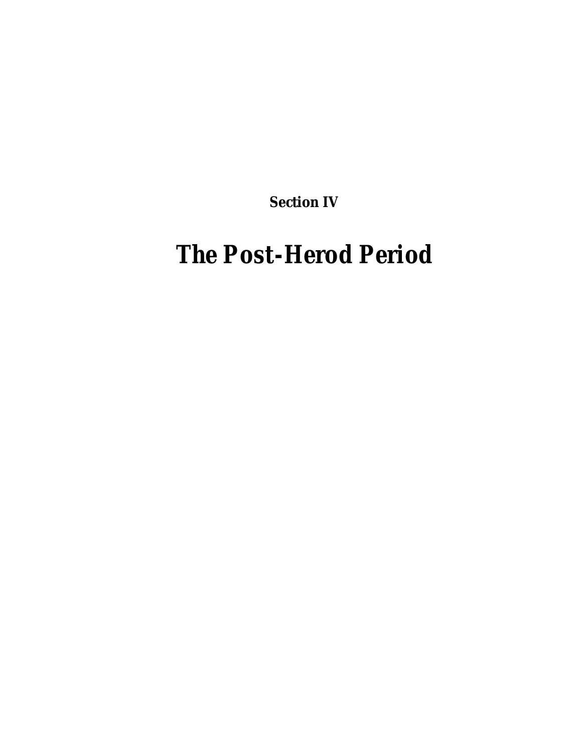**Section IV**

# The Post-Herod Period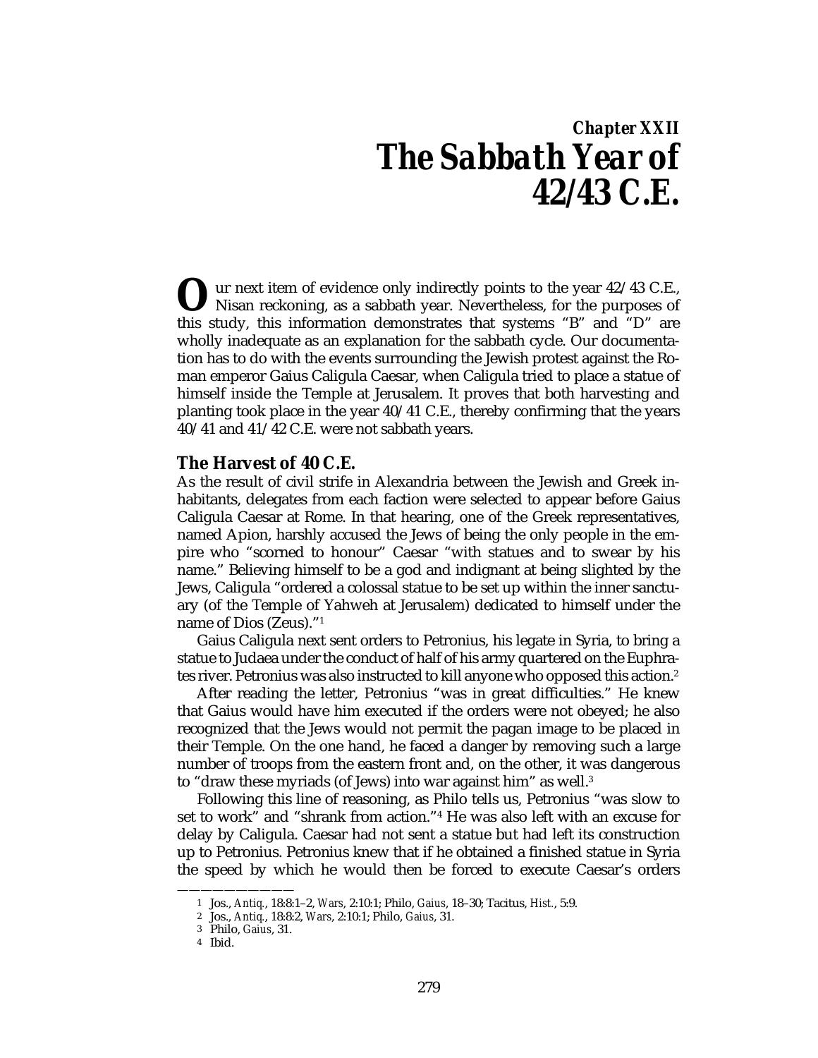## Chapter XXII
# The Sabbath Year of 42/43 C.E.

Our next item of evidence only indirectly points to the year 42/43 C.E., Nisan reckoning, as a sabbath year. Nevertheless, for the purposes of this study, this information demonstrates that systems "B" and "D" are wholly inadequate as an explanation for the sabbath cycle. Our documentation has to do with the events surrounding the Jewish protest against the Roman emperor Gaius Caligula Caesar, when Caligula tried to place a statue of himself inside the Temple at Jerusalem. It proves that both harvesting and planting took place in the year 40/41 C.E., thereby confirming that the years 40/41 and 41/42 C.E. were not sabbath years.

### The Harvest of 40 C.E.

As the result of civil strife in Alexandria between the Jewish and Greek inhabitants, delegates from each faction were selected to appear before Gaius Caligula Caesar at Rome. In that hearing, one of the Greek representatives, named Apion, harshly accused the Jews of being the only people in the empire who "scorned to honour" Caesar "with statues and to swear by his name." Believing himself to be a god and indignant at being slighted by the Jews, Caligula "ordered a colossal statue to be set up within the inner sanctuary (of the Temple of Yahweh at Jerusalem) dedicated to himself under the name of Dios (Zeus)."[1]

Gaius Caligula next sent orders to Petronius, his legate in Syria, to bring a statue to Judaea under the conduct of half of his army quartered on the Euphrates river. Petronius was also instructed to kill anyone who opposed this action.[2]

After reading the letter, Petronius "was in great difficulties." He knew that Gaius would have him executed if the orders were not obeyed; he also recognized that the Jews would not permit the pagan image to be placed in their Temple. On the one hand, he faced a danger by removing such a large number of troops from the eastern front and, on the other, it was dangerous to "draw these myriads (of Jews) into war against him" as well.[3]

Following this line of reasoning, as Philo tells us, Petronius "was slow to set to work" and "shrank from action."[4] He was also left with an excuse for delay by Caligula. Caesar had not sent a statue but had left its construction up to Petronius. Petronius knew that if he obtained a finished statue in Syria the speed by which he would then be forced to execute Caesar's orders

---

1 Jos., *Antiq.*, 18:8:1–2, *Wars*, 2:10:1; Philo, *Gaius*, 18–30; Tacitus, *Hist.*, 5:9.

2 Jos., *Antiq.*, 18:8:2, *Wars*, 2:10:1; Philo, *Gaius*, 31.

3 Philo, *Gaius*, 31.

4 Ibid.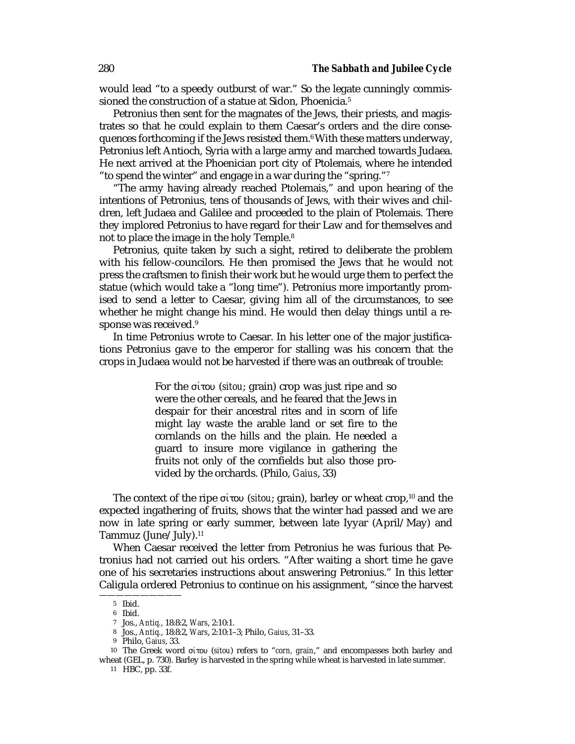would lead "to a speedy outburst of war." So the legate cunningly commissioned the construction of a statue at Sidon, Phoenicia.[5]

Petronius then sent for the magnates of the Jews, their priests, and magistrates so that he could explain to them Caesar's orders and the dire consequences forthcoming if the Jews resisted them.[6] With these matters underway, Petronius left Antioch, Syria with a large army and marched towards Judaea. He next arrived at the Phoenician port city of Ptolemais, where he intended "to spend the winter" and engage in a war during the "spring."[7]

"The army having already reached Ptolemais," and upon hearing of the intentions of Petronius, tens of thousands of Jews, with their wives and children, left Judaea and Galilee and proceeded to the plain of Ptolemais. There they implored Petronius to have regard for their Law and for themselves and not to place the image in the holy Temple.[8]

Petronius, quite taken by such a sight, retired to deliberate the problem with his fellow-councilors. He then promised the Jews that he would not press the craftsmen to finish their work but he would urge them to perfect the statue (which would take a "long time"). Petronius more importantly promised to send a letter to Caesar, giving him all of the circumstances, to see whether he might change his mind. He would then delay things until a response was received.[9]

In time Petronius wrote to Caesar. In his letter one of the major justifications Petronius gave to the emperor for stalling was his concern that the crops in Judaea would not be harvested if there was an outbreak of trouble:

> For the σίτου (*sitou*; grain) crop was just ripe and so were the other cereals, and he feared that the Jews in despair for their ancestral rites and in scorn of life might lay waste the arable land or set fire to the cornlands on the hills and the plain. He needed a guard to insure more vigilance in gathering the fruits not only of the cornfields but also those provided by the orchards. (Philo, *Gaius*, 33)

The context of the ripe σίτου (*sitou*; grain), barley or wheat crop,[10] and the expected ingathering of fruits, shows that the winter had passed and we are now in late spring or early summer, between late Iyyar (April/May) and Tammuz (June/July).[11]

When Caesar received the letter from Petronius he was furious that Petronius had not carried out his orders. "After waiting a short time he gave one of his secretaries instructions about answering Petronius." In this letter Caligula ordered Petronius to continue on his assignment, "since the harvest

---

5 Ibid.

6 Ibid.

7 Jos., *Antiq.*, 18:8:2, *Wars*, 2:10:1.

8 Jos., *Antiq.*, 18:8:2, *Wars*, 2:10:1–3; Philo, *Gaius*, 31–33.

9 Philo, *Gaius*, 33.

10 The Greek word σίτου (*sitou*) refers to "*corn, grain*," and encompasses both barley and wheat (GEL, p. 730). Barley is harvested in the spring while wheat is harvested in late summer.

11 HBC, pp. 33f.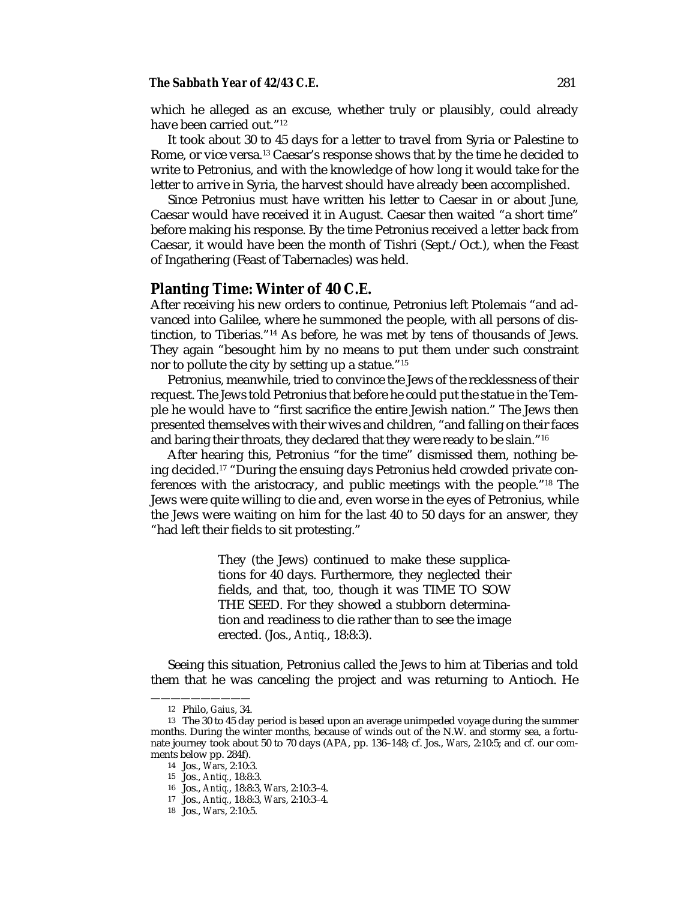which he alleged as an excuse, whether truly or plausibly, could already have been carried out."[12]

It took about 30 to 45 days for a letter to travel from Syria or Palestine to Rome, or vice versa.[13] Caesar's response shows that by the time he decided to write to Petronius, and with the knowledge of how long it would take for the letter to arrive in Syria, the harvest should have already been accomplished.

Since Petronius must have written his letter to Caesar in or about June, Caesar would have received it in August. Caesar then waited "a short time" before making his response. By the time Petronius received a letter back from Caesar, it would have been the month of Tishri (Sept./Oct.), when the Feast of Ingathering (Feast of Tabernacles) was held.

## Planting Time: Winter of 40 C.E.

After receiving his new orders to continue, Petronius left Ptolemais "and advanced into Galilee, where he summoned the people, with all persons of distinction, to Tiberias."[14] As before, he was met by tens of thousands of Jews. They again "besought him by no means to put them under such constraint nor to pollute the city by setting up a statue."[15]

Petronius, meanwhile, tried to convince the Jews of the recklessness of their request. The Jews told Petronius that before he could put the statue in the Temple he would have to "first sacrifice the entire Jewish nation." The Jews then presented themselves with their wives and children, "and falling on their faces and baring their throats, they declared that they were ready to be slain."[16]

After hearing this, Petronius "for the time" dismissed them, nothing being decided.[17] "During the ensuing days Petronius held crowded private conferences with the aristocracy, and public meetings with the people."[18] The Jews were quite willing to die and, even worse in the eyes of Petronius, while the Jews were waiting on him for the last 40 to 50 days for an answer, they "had left their fields to sit protesting."

> They (the Jews) continued to make these supplications for 40 days. Furthermore, they neglected their fields, and that, too, though it was TIME TO SOW THE SEED. For they showed a stubborn determination and readiness to die rather than to see the image erected. (Jos., *Antiq.*, 18:8:3).

Seeing this situation, Petronius called the Jews to him at Tiberias and told them that he was canceling the project and was returning to Antioch. He

---

12 Philo, *Gaius*, 34.

13 The 30 to 45 day period is based upon an average unimpeded voyage during the summer months. During the winter months, because of winds out of the N.W. and stormy sea, a fortunate journey took about 50 to 70 days (APA, pp. 136–148; cf. Jos., *Wars*, 2:10:5; and cf. our comments below pp. 284f).

14 Jos., *Wars*, 2:10:3.

15 Jos., *Antiq.*, 18:8:3.

16 Jos., *Antiq.*, 18:8:3, *Wars*, 2:10:3–4.

17 Jos., *Antiq.*, 18:8:3, *Wars*, 2:10:3–4.

18 Jos., *Wars*, 2:10:5.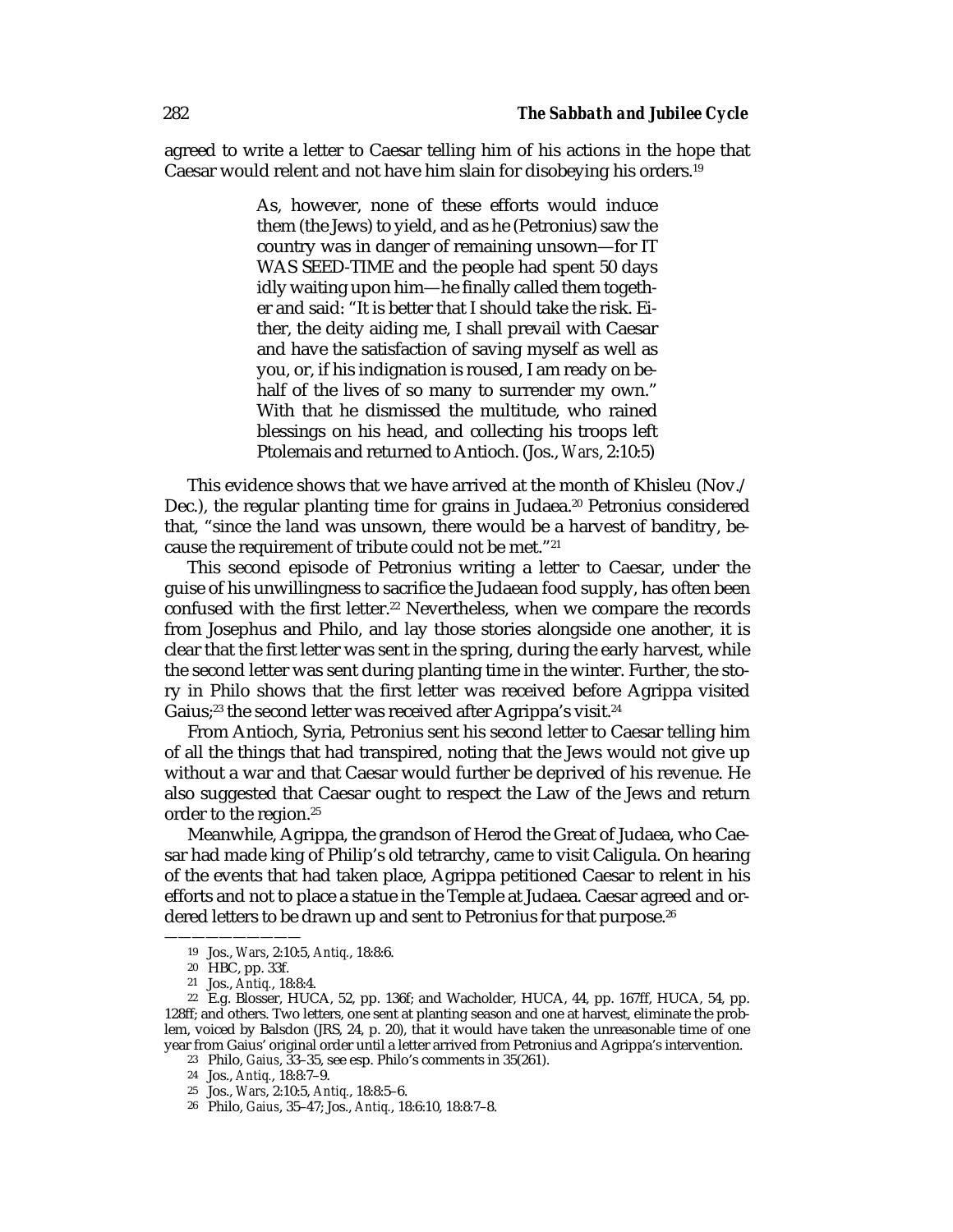agreed to write a letter to Caesar telling him of his actions in the hope that Caesar would relent and not have him slain for disobeying his orders.[19]

> As, however, none of these efforts would induce them (the Jews) to yield, and as he (Petronius) saw the country was in danger of remaining unsown—for IT WAS SEED-TIME and the people had spent 50 days idly waiting upon him—he finally called them together and said: "It is better that I should take the risk. Either, the deity aiding me, I shall prevail with Caesar and have the satisfaction of saving myself as well as you, or, if his indignation is roused, I am ready on behalf of the lives of so many to surrender my own." With that he dismissed the multitude, who rained blessings on his head, and collecting his troops left Ptolemais and returned to Antioch. (Jos., *Wars*, 2:10:5)

This evidence shows that we have arrived at the month of Khisleu (Nov./Dec.), the regular planting time for grains in Judaea.[20] Petronius considered that, "since the land was unsown, there would be a harvest of banditry, because the requirement of tribute could not be met."[21]

This second episode of Petronius writing a letter to Caesar, under the guise of his unwillingness to sacrifice the Judaean food supply, has often been confused with the first letter.[22] Nevertheless, when we compare the records from Josephus and Philo, and lay those stories alongside one another, it is clear that the first letter was sent in the spring, during the early harvest, while the second letter was sent during planting time in the winter. Further, the story in Philo shows that the first letter was received before Agrippa visited Gaius;[23] the second letter was received after Agrippa's visit.[24]

From Antioch, Syria, Petronius sent his second letter to Caesar telling him of all the things that had transpired, noting that the Jews would not give up without a war and that Caesar would further be deprived of his revenue. He also suggested that Caesar ought to respect the Law of the Jews and return order to the region.[25]

Meanwhile, Agrippa, the grandson of Herod the Great of Judaea, who Caesar had made king of Philip's old tetrarchy, came to visit Caligula. On hearing of the events that had taken place, Agrippa petitioned Caesar to relent in his efforts and not to place a statue in the Temple at Judaea. Caesar agreed and ordered letters to be drawn up and sent to Petronius for that purpose.[26]

---

19 Jos., *Wars*, 2:10:5, *Antiq.*, 18:8:6.

20 HBC, pp. 33f.

21 Jos., *Antiq.*, 18:8:4.

22 E.g. Blosser, HUCA, 52, pp. 136f; and Wacholder, HUCA, 44, pp. 167ff, HUCA, 54, pp. 128ff; and others. Two letters, one sent at planting season and one at harvest, eliminate the problem, voiced by Balsdon (JRS, 24, p. 20), that it would have taken the unreasonable time of one year from Gaius' original order until a letter arrived from Petronius and Agrippa's intervention.

23 Philo, *Gaius*, 33–35, see esp. Philo's comments in 35(261).

24 Jos., *Antiq.*, 18:8:7–9.

25 Jos., *Wars*, 2:10:5, *Antiq.*, 18:8:5–6.

26 Philo, *Gaius*, 35–47; Jos., *Antiq.*, 18:6:10, 18:8:7–8.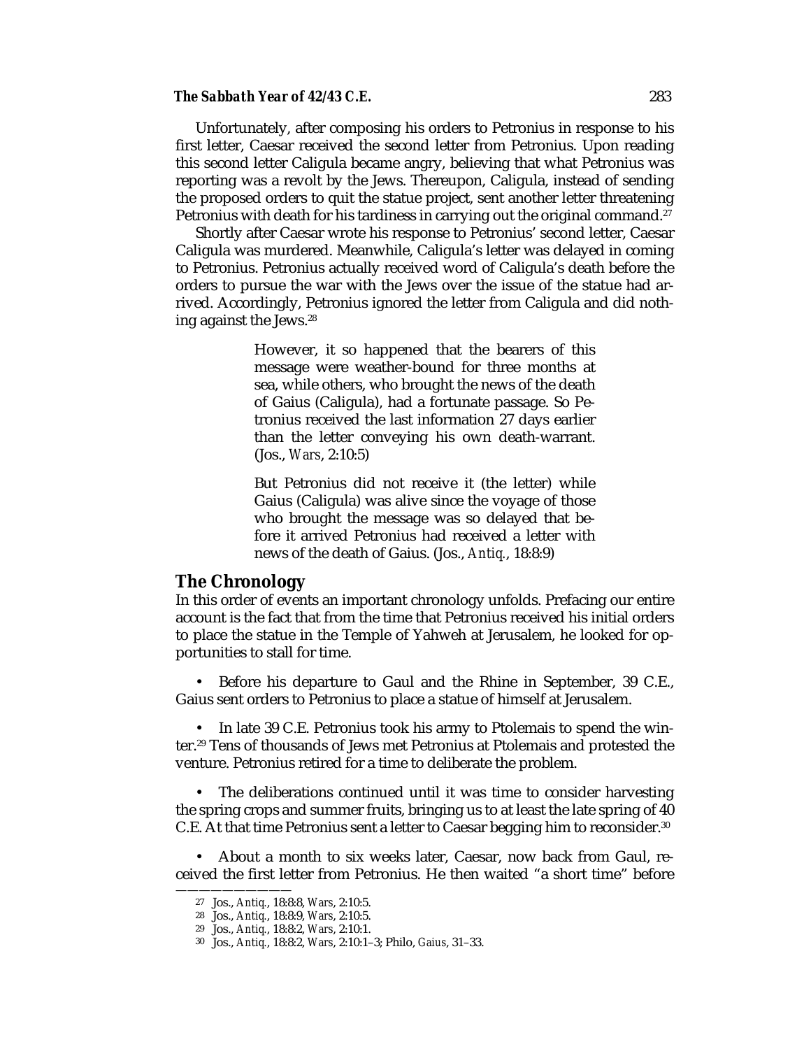Unfortunately, after composing his orders to Petronius in response to his first letter, Caesar received the second letter from Petronius. Upon reading this second letter Caligula became angry, believing that what Petronius was reporting was a revolt by the Jews. Thereupon, Caligula, instead of sending the proposed orders to quit the statue project, sent another letter threatening Petronius with death for his tardiness in carrying out the original command.[27]

Shortly after Caesar wrote his response to Petronius' second letter, Caesar Caligula was murdered. Meanwhile, Caligula's letter was delayed in coming to Petronius. Petronius actually received word of Caligula's death before the orders to pursue the war with the Jews over the issue of the statue had arrived. Accordingly, Petronius ignored the letter from Caligula and did nothing against the Jews.[28]

> However, it so happened that the bearers of this message were weather-bound for three months at sea, while others, who brought the news of the death of Gaius (Caligula), had a fortunate passage. So Petronius received the last information 27 days earlier than the letter conveying his own death-warrant. (Jos., *Wars*, 2:10:5)

> But Petronius did not receive it (the letter) while Gaius (Caligula) was alive since the voyage of those who brought the message was so delayed that before it arrived Petronius had received a letter with news of the death of Gaius. (Jos., *Antiq.*, 18:8:9)

## The Chronology

In this order of events an important chronology unfolds. Prefacing our entire account is the fact that from the time that Petronius received his initial orders to place the statue in the Temple of Yahweh at Jerusalem, he looked for opportunities to stall for time.

- Before his departure to Gaul and the Rhine in September, 39 C.E., Gaius sent orders to Petronius to place a statue of himself at Jerusalem.

- In late 39 C.E. Petronius took his army to Ptolemais to spend the winter.[29] Tens of thousands of Jews met Petronius at Ptolemais and protested the venture. Petronius retired for a time to deliberate the problem.

- The deliberations continued until it was time to consider harvesting the spring crops and summer fruits, bringing us to at least the late spring of 40 C.E. At that time Petronius sent a letter to Caesar begging him to reconsider.[30]

- About a month to six weeks later, Caesar, now back from Gaul, received the first letter from Petronius. He then waited "a short time" before

---

27 Jos., *Antiq.*, 18:8:8, *Wars*, 2:10:5.

28 Jos., *Antiq.*, 18:8:9, *Wars*, 2:10:5.

29 Jos., *Antiq.*, 18:8:2, *Wars*, 2:10:1.

30 Jos., *Antiq.*, 18:8:2, *Wars*, 2:10:1–3; Philo, *Gaius*, 31–33.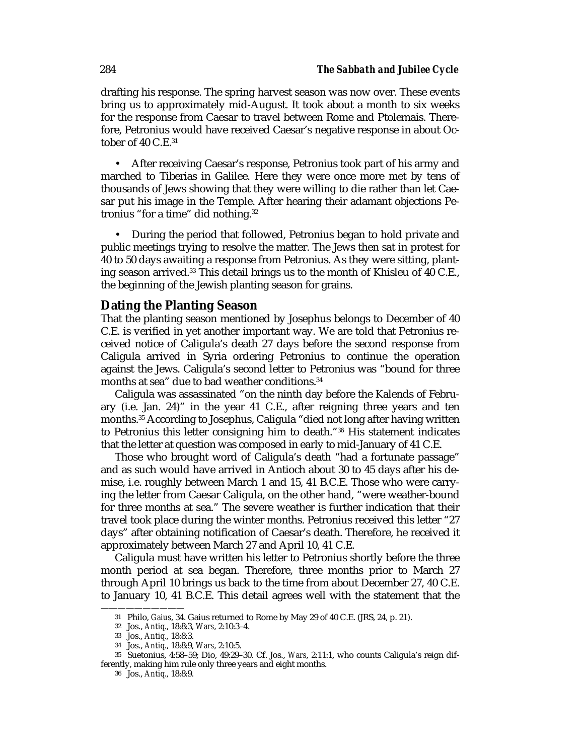drafting his response. The spring harvest season was now over. These events bring us to approximately mid-August. It took about a month to six weeks for the response from Caesar to travel between Rome and Ptolemais. Therefore, Petronius would have received Caesar's negative response in about October of 40 C.E.[31]

- After receiving Caesar's response, Petronius took part of his army and marched to Tiberias in Galilee. Here they were once more met by tens of thousands of Jews showing that they were willing to die rather than let Caesar put his image in the Temple. After hearing their adamant objections Petronius "for a time" did nothing.[32]

- During the period that followed, Petronius began to hold private and public meetings trying to resolve the matter. The Jews then sat in protest for 40 to 50 days awaiting a response from Petronius. As they were sitting, planting season arrived.[33] This detail brings us to the month of Khisleu of 40 C.E., the beginning of the Jewish planting season for grains.

## Dating the Planting Season

That the planting season mentioned by Josephus belongs to December of 40 C.E. is verified in yet another important way. We are told that Petronius received notice of Caligula's death 27 days before the second response from Caligula arrived in Syria ordering Petronius to continue the operation against the Jews. Caligula's second letter to Petronius was "bound for three months at sea" due to bad weather conditions.[34]

Caligula was assassinated "on the ninth day before the Kalends of February (i.e. Jan. 24)" in the year 41 C.E., after reigning three years and ten months.[35] According to Josephus, Caligula "died not long after having written to Petronius this letter consigning him to death."[36] His statement indicates that the letter at question was composed in early to mid-January of 41 C.E.

Those who brought word of Caligula's death "had a fortunate passage" and as such would have arrived in Antioch about 30 to 45 days after his demise, i.e. roughly between March 1 and 15, 41 B.C.E. Those who were carrying the letter from Caesar Caligula, on the other hand, "were weather-bound for three months at sea." The severe weather is further indication that their travel took place during the winter months. Petronius received this letter "27 days" after obtaining notification of Caesar's death. Therefore, he received it approximately between March 27 and April 10, 41 C.E.

Caligula must have written his letter to Petronius shortly before the three month period at sea began. Therefore, three months prior to March 27 through April 10 brings us back to the time from about December 27, 40 C.E. to January 10, 41 B.C.E. This detail agrees well with the statement that the

---

31 Philo, *Gaius*, 34. Gaius returned to Rome by May 29 of 40 C.E. (JRS, 24, p. 21).

32 Jos., *Antiq.*, 18:8:3, *Wars*, 2:10:3–4.

33 Jos., *Antiq.*, 18:8:3.

34 Jos., *Antiq.*, 18:8:9, *Wars*, 2:10:5.

35 Suetonius, 4:58–59; Dio, 49:29–30. Cf. Jos., *Wars*, 2:11:1, who counts Caligula's reign differently, making him rule only three years and eight months.

36 Jos., *Antiq.*, 18:8:9.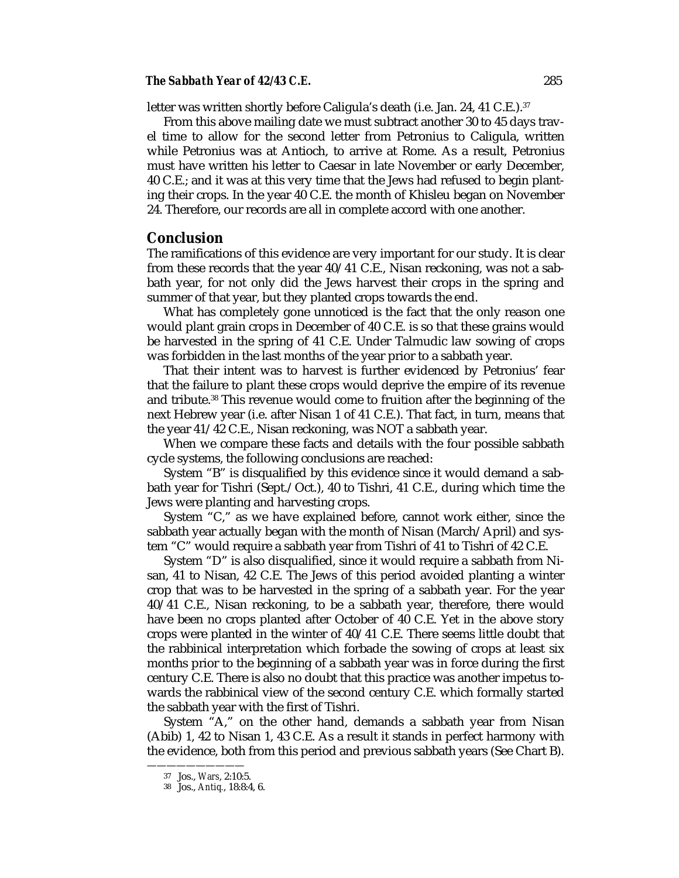letter was written shortly before Caligula's death (i.e. Jan. 24, 41 C.E.).[37]

From this above mailing date we must subtract another 30 to 45 days travel time to allow for the second letter from Petronius to Caligula, written while Petronius was at Antioch, to arrive at Rome. As a result, Petronius must have written his letter to Caesar in late November or early December, 40 C.E.; and it was at this very time that the Jews had refused to begin planting their crops. In the year 40 C.E. the month of Khisleu began on November 24. Therefore, our records are all in complete accord with one another.

## Conclusion

The ramifications of this evidence are very important for our study. It is clear from these records that the year 40/41 C.E., Nisan reckoning, was not a sabbath year, for not only did the Jews harvest their crops in the spring and summer of that year, but they planted crops towards the end.

What has completely gone unnoticed is the fact that the only reason one would plant grain crops in December of 40 C.E. is so that these grains would be harvested in the spring of 41 C.E. Under Talmudic law sowing of crops was forbidden in the last months of the year prior to a sabbath year.

That their intent was to harvest is further evidenced by Petronius' fear that the failure to plant these crops would deprive the empire of its revenue and tribute.[38] This revenue would come to fruition after the beginning of the next Hebrew year (i.e. after Nisan 1 of 41 C.E.). That fact, in turn, means that the year 41/42 C.E., Nisan reckoning, was NOT a sabbath year.

When we compare these facts and details with the four possible sabbath cycle systems, the following conclusions are reached:

System "B" is disqualified by this evidence since it would demand a sabbath year for Tishri (Sept./Oct.), 40 to Tishri, 41 C.E., during which time the Jews were planting and harvesting crops.

System "C," as we have explained before, cannot work either, since the sabbath year actually began with the month of Nisan (March/April) and system "C" would require a sabbath year from Tishri of 41 to Tishri of 42 C.E.

System "D" is also disqualified, since it would require a sabbath from Nisan, 41 to Nisan, 42 C.E. The Jews of this period avoided planting a winter crop that was to be harvested in the spring of a sabbath year. For the year 40/41 C.E., Nisan reckoning, to be a sabbath year, therefore, there would have been no crops planted after October of 40 C.E. Yet in the above story crops were planted in the winter of 40/41 C.E. There seems little doubt that the rabbinical interpretation which forbade the sowing of crops at least six months prior to the beginning of a sabbath year was in force during the first century C.E. There is also no doubt that this practice was another impetus towards the rabbinical view of the second century C.E. which formally started the sabbath year with the first of Tishri.

System "A," on the other hand, demands a sabbath year from Nisan (Abib) 1, 42 to Nisan 1, 43 C.E. As a result it stands in perfect harmony with the evidence, both from this period and previous sabbath years (See Chart B).

---

37 Jos., *Wars*, 2:10:5.

38 Jos., *Antiq.*, 18:8:4, 6.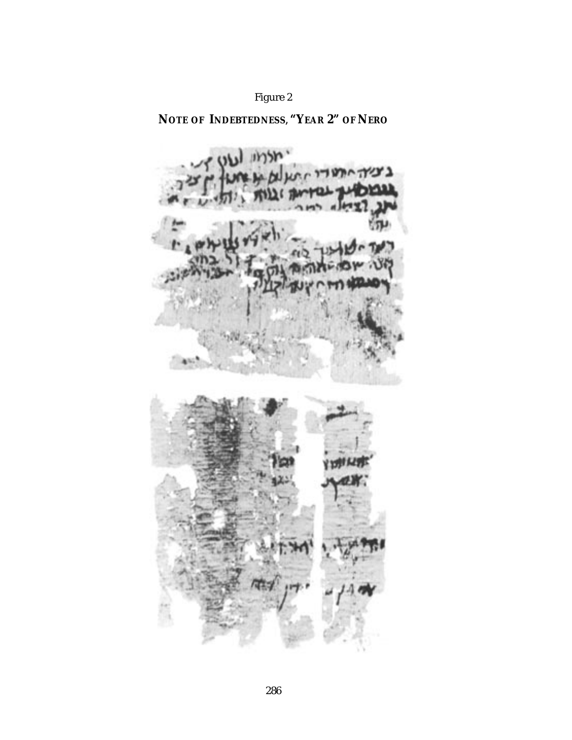Figure 2

**NOTE OF INDEBTEDNESS, "YEAR 2" OF NERO**